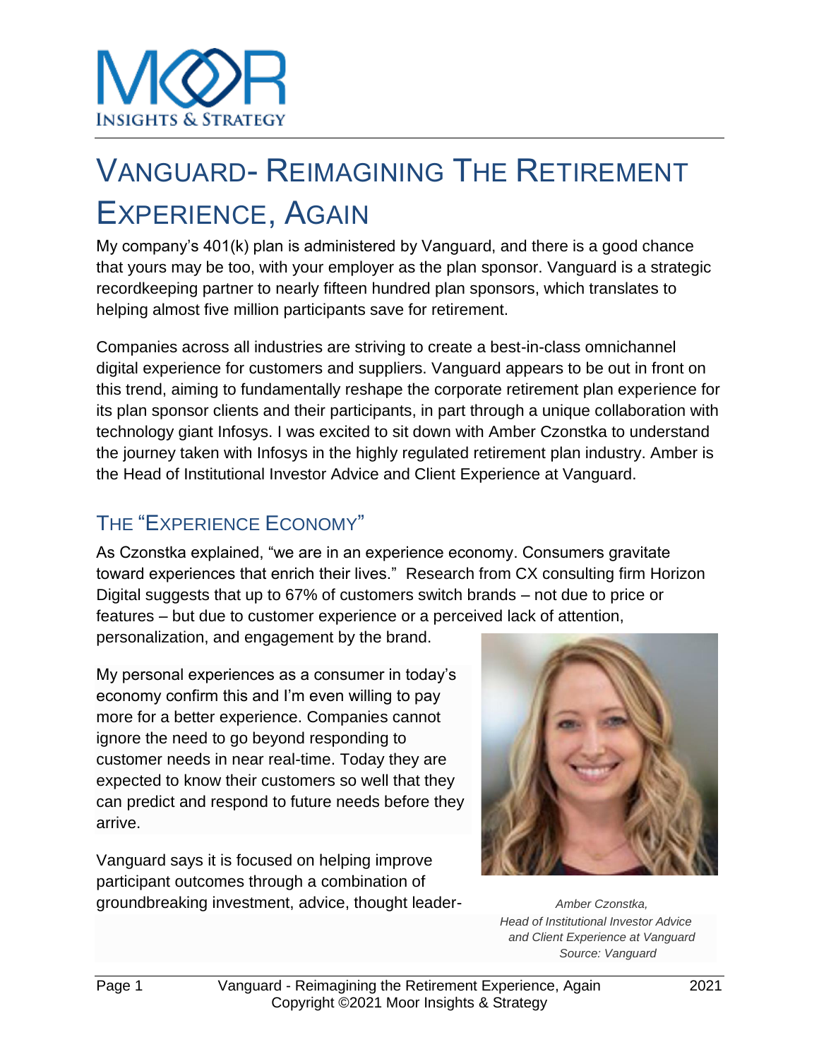# VANGUARD- REIMAGINING THE RETIREMENT EXPERIENCE, AGAIN

My company's 401(k) plan is administered by Vanguard, and there is a good chance that yours may be too, with your employer as the plan sponsor. Vanguard is a strategic recordkeeping partner to nearly fifteen hundred plan sponsors, which translates to helping almost five million participants save for retirement.

Companies across all industries are striving to create a best-in-class omnichannel digital experience for customers and suppliers. Vanguard appears to be out in front on this trend, aiming to fundamentally reshape the corporate retirement plan experience for its plan sponsor clients and their participants, in part through a unique collaboration with technology giant Infosys. I was excited to sit down with Amber Czonstka to understand the journey taken with Infosys in the highly regulated retirement plan industry. Amber is the Head of Institutional Investor Advice and Client Experience at Vanguard.

## THE "EXPERIENCE ECONOMY"

As Czonstka explained, "we are in an experience economy. Consumers gravitate toward experiences that enrich their lives." Research from CX consulting firm Horizon Digital suggests that up to 67% of customers switch brands – not due to price or features – but due to customer experience or a perceived lack of attention, personalization, and engagement by the brand.

My personal experiences as a consumer in today's economy confirm this and I'm even willing to pay more for a better experience. Companies cannot ignore the need to go beyond responding to customer needs in near real-time. Today they are expected to know their customers so well that they can predict and respond to future needs before they arrive.

*Amber Czonstka, Head of Institutional Investor Advice and Client Experience at Vanguard Source: Vanguard*

Vanguard says it is focused on helping improve participant outcomes through a combination of groundbreaking investment, advice, thought leader-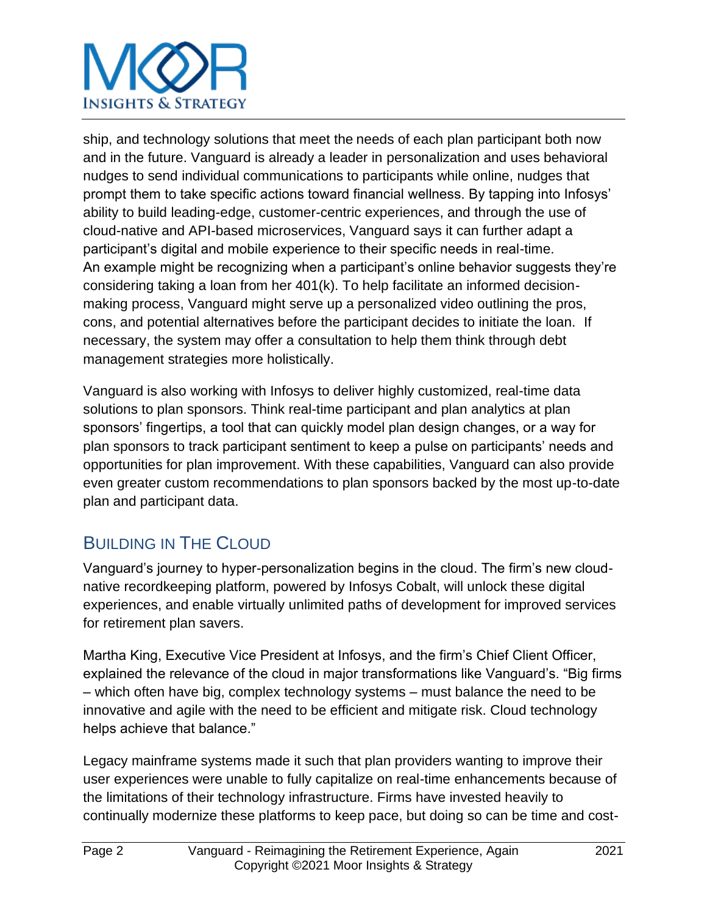ship, and technology solutions that meet the needs of each plan participant both now and in the future. Vanguard is already a leader in personalization and uses behavioral nudges to send individual communications to participants while online, nudges that prompt them to take specific actions toward financial wellness. By tapping into Infosys' ability to build leading-edge, customer-centric experiences, and through the use of cloud-native and API-based microservices, Vanguard says it can further adapt a participant's digital and mobile experience to their specific needs in real-time. An example might be recognizing when a participant's online behavior suggests they're considering taking a loan from her 401(k). To help facilitate an informed decision-making process, Vanguard might serve up a personalized video outlining the pros, cons, and potential alternatives before the participant decides to initiate the loan. If necessary, the system may offer a consultation to help them think through debt management strategies more holistically.

Vanguard is also working with Infosys to deliver highly customized, real-time data solutions to plan sponsors. Think real-time participant and plan analytics at plan sponsors' fingertips, a tool that can quickly model plan design changes, or a way for plan sponsors to track participant sentiment to keep a pulse on participants' needs and opportunities for plan improvement. With these capabilities, Vanguard can also provide even greater custom recommendations to plan sponsors backed by the most up-to-date plan and participant data.

## BUILDING IN THE CLOUD

Vanguard's journey to hyper-personalization begins in the cloud. The firm's new cloud-native recordkeeping platform, powered by Infosys Cobalt, will unlock these digital experiences, and enable virtually unlimited paths of development for improved services for retirement plan savers.

Martha King, Executive Vice President at Infosys, and the firm's Chief Client Officer, explained the relevance of the cloud in major transformations like Vanguard's. "Big firms – which often have big, complex technology systems – must balance the need to be innovative and agile with the need to be efficient and mitigate risk. Cloud technology helps achieve that balance."

Legacy mainframe systems made it such that plan providers wanting to improve their user experiences were unable to fully capitalize on real-time enhancements because of the limitations of their technology infrastructure. Firms have invested heavily to continually modernize these platforms to keep pace, but doing so can be time and cost-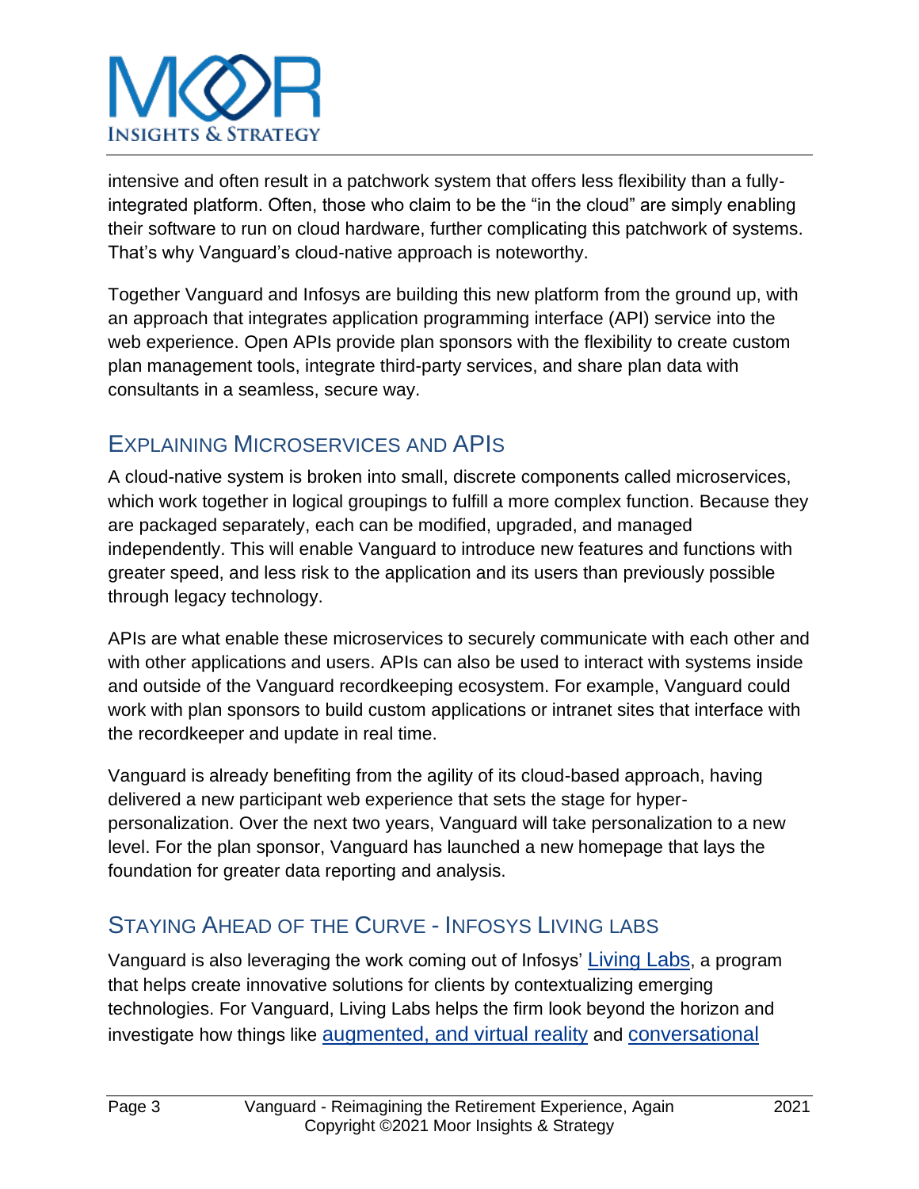intensive and often result in a patchwork system that offers less flexibility than a fully-integrated platform. Often, those who claim to be the "in the cloud" are simply enabling their software to run on cloud hardware, further complicating this patchwork of systems. That's why Vanguard's cloud-native approach is noteworthy.

Together Vanguard and Infosys are building this new platform from the ground up, with an approach that integrates application programming interface (API) service into the web experience. Open APIs provide plan sponsors with the flexibility to create custom plan management tools, integrate third-party services, and share plan data with consultants in a seamless, secure way.

## EXPLAINING MICROSERVICES AND APIS

A cloud-native system is broken into small, discrete components called microservices, which work together in logical groupings to fulfill a more complex function. Because they are packaged separately, each can be modified, upgraded, and managed independently. This will enable Vanguard to introduce new features and functions with greater speed, and less risk to the application and its users than previously possible through legacy technology.

APIs are what enable these microservices to securely communicate with each other and with other applications and users. APIs can also be used to interact with systems inside and outside of the Vanguard recordkeeping ecosystem. For example, Vanguard could work with plan sponsors to build custom applications or intranet sites that interface with the recordkeeper and update in real time.

Vanguard is already benefiting from the agility of its cloud-based approach, having delivered a new participant web experience that sets the stage for hyper-personalization. Over the next two years, Vanguard will take personalization to a new level. For the plan sponsor, Vanguard has launched a new homepage that lays the foundation for greater data reporting and analysis.

## STAYING AHEAD OF THE CURVE - INFOSYS LIVING LABS

Vanguard is also leveraging the work coming out of Infosys' Living Labs, a program that helps create innovative solutions for clients by contextualizing emerging technologies. For Vanguard, Living Labs helps the firm look beyond the horizon and investigate how things like augmented, and virtual reality and conversational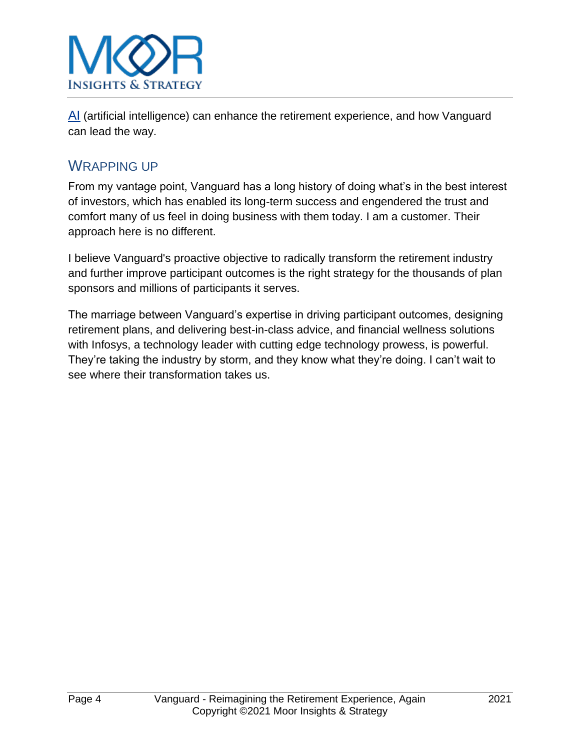AI (artificial intelligence) can enhance the retirement experience, and how Vanguard can lead the way.

## WRAPPING UP

From my vantage point, Vanguard has a long history of doing what's in the best interest of investors, which has enabled its long-term success and engendered the trust and comfort many of us feel in doing business with them today. I am a customer. Their approach here is no different.

I believe Vanguard's proactive objective to radically transform the retirement industry and further improve participant outcomes is the right strategy for the thousands of plan sponsors and millions of participants it serves.

The marriage between Vanguard's expertise in driving participant outcomes, designing retirement plans, and delivering best-in-class advice, and financial wellness solutions with Infosys, a technology leader with cutting edge technology prowess, is powerful. They're taking the industry by storm, and they know what they're doing. I can't wait to see where their transformation takes us.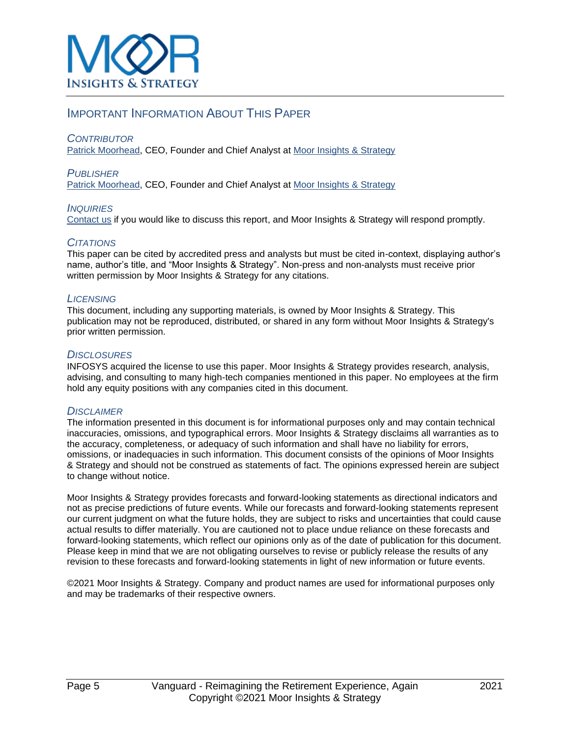## Important Information About This Paper

### *Contributor*

[Patrick Moorhead](), CEO, Founder and Chief Analyst at [Moor Insights & Strategy]()

### *Publisher*

[Patrick Moorhead](), CEO, Founder and Chief Analyst at [Moor Insights & Strategy]()

### *Inquiries*

[Contact us]() if you would like to discuss this report, and Moor Insights & Strategy will respond promptly.

### *Citations*

This paper can be cited by accredited press and analysts but must be cited in-context, displaying author's name, author's title, and "Moor Insights & Strategy". Non-press and non-analysts must receive prior written permission by Moor Insights & Strategy for any citations.

### *Licensing*

This document, including any supporting materials, is owned by Moor Insights & Strategy. This publication may not be reproduced, distributed, or shared in any form without Moor Insights & Strategy's prior written permission.

### *Disclosures*

INFOSYS acquired the license to use this paper. Moor Insights & Strategy provides research, analysis, advising, and consulting to many high-tech companies mentioned in this paper. No employees at the firm hold any equity positions with any companies cited in this document.

### *Disclaimer*

The information presented in this document is for informational purposes only and may contain technical inaccuracies, omissions, and typographical errors. Moor Insights & Strategy disclaims all warranties as to the accuracy, completeness, or adequacy of such information and shall have no liability for errors, omissions, or inadequacies in such information. This document consists of the opinions of Moor Insights & Strategy and should not be construed as statements of fact. The opinions expressed herein are subject to change without notice.

Moor Insights & Strategy provides forecasts and forward-looking statements as directional indicators and not as precise predictions of future events. While our forecasts and forward-looking statements represent our current judgment on what the future holds, they are subject to risks and uncertainties that could cause actual results to differ materially. You are cautioned not to place undue reliance on these forecasts and forward-looking statements, which reflect our opinions only as of the date of publication for this document. Please keep in mind that we are not obligating ourselves to revise or publicly release the results of any revision to these forecasts and forward-looking statements in light of new information or future events.

©2021 Moor Insights & Strategy. Company and product names are used for informational purposes only and may be trademarks of their respective owners.